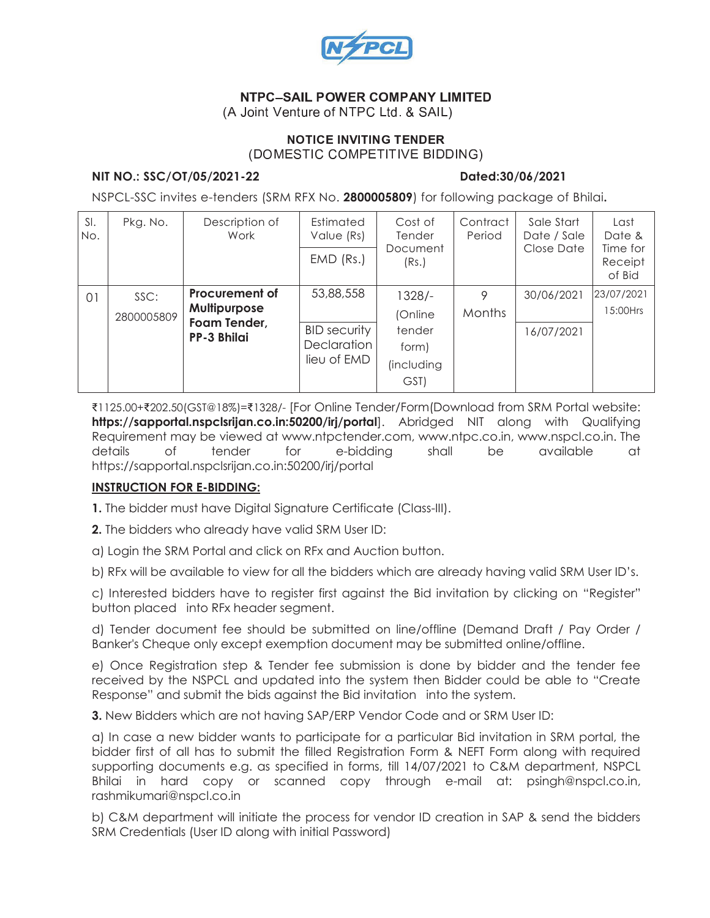NSPCL

# NTPC–SAIL POWER COMPANY LIMITED
(A Joint Venture of NTPC Ltd. & SAIL)

## NOTICE INVITING TENDER
(DOMESTIC COMPETITIVE BIDDING)

**NIT NO.: SSC/OT/05/2021-22** **Dated:30/06/2021**

NSPCL-SSC invites e-tenders (SRM RFX No. **2800005809**) for following package of Bhilai**.**

| Sl. No. | Pkg. No. | Description of Work | Estimated Value (Rs) / EMD (Rs.) | Cost of Tender Document (Rs.) | Contract Period | Sale Start Date / Sale Close Date | Last Date & Time for Receipt of Bid |
|---|---|---|---|---|---|---|---|
| 01 | SSC: 2800005809 | **Procurement of Multipurpose Foam Tender, PP-3 Bhilai** | 53,88,558 | 1328/- (Online tender form) (including GST) | 9 Months | 30/06/2021 | 23/07/2021 15:00Hrs |
| | | | BID security Declaration lieu of EMD | | | 16/07/2021 | |

₹1125.00+₹202.50(GST@18%)=₹1328/- [For Online Tender/Form(Download from SRM Portal website: **https://sapportal.nspclsrijan.co.in:50200/irj/portal**]. Abridged NIT along with Qualifying Requirement may be viewed at www.ntpctender.com, www.ntpc.co.in, www.nspcl.co.in. The details of tender for e-bidding shall be available at https://sapportal.nspclsrijan.co.in:50200/irj/portal

**INSTRUCTION FOR E-BIDDING:**

**1.** The bidder must have Digital Signature Certificate (Class-III).

**2.** The bidders who already have valid SRM User ID:

a) Login the SRM Portal and click on RFx and Auction button.

b) RFx will be available to view for all the bidders which are already having valid SRM User ID's.

c) Interested bidders have to register first against the Bid invitation by clicking on "Register" button placed into RFx header segment.

d) Tender document fee should be submitted on line/offline (Demand Draft / Pay Order / Banker's Cheque only except exemption document may be submitted online/offline.

e) Once Registration step & Tender fee submission is done by bidder and the tender fee received by the NSPCL and updated into the system then Bidder could be able to "Create Response" and submit the bids against the Bid invitation into the system.

**3.** New Bidders which are not having SAP/ERP Vendor Code and or SRM User ID:

a) In case a new bidder wants to participate for a particular Bid invitation in SRM portal, the bidder first of all has to submit the filled Registration Form & NEFT Form along with required supporting documents e.g. as specified in forms, till 14/07/2021 to C&M department, NSPCL Bhilai in hard copy or scanned copy through e-mail at: psingh@nspcl.co.in, rashmikumari@nspcl.co.in

b) C&M department will initiate the process for vendor ID creation in SAP & send the bidders SRM Credentials (User ID along with initial Password)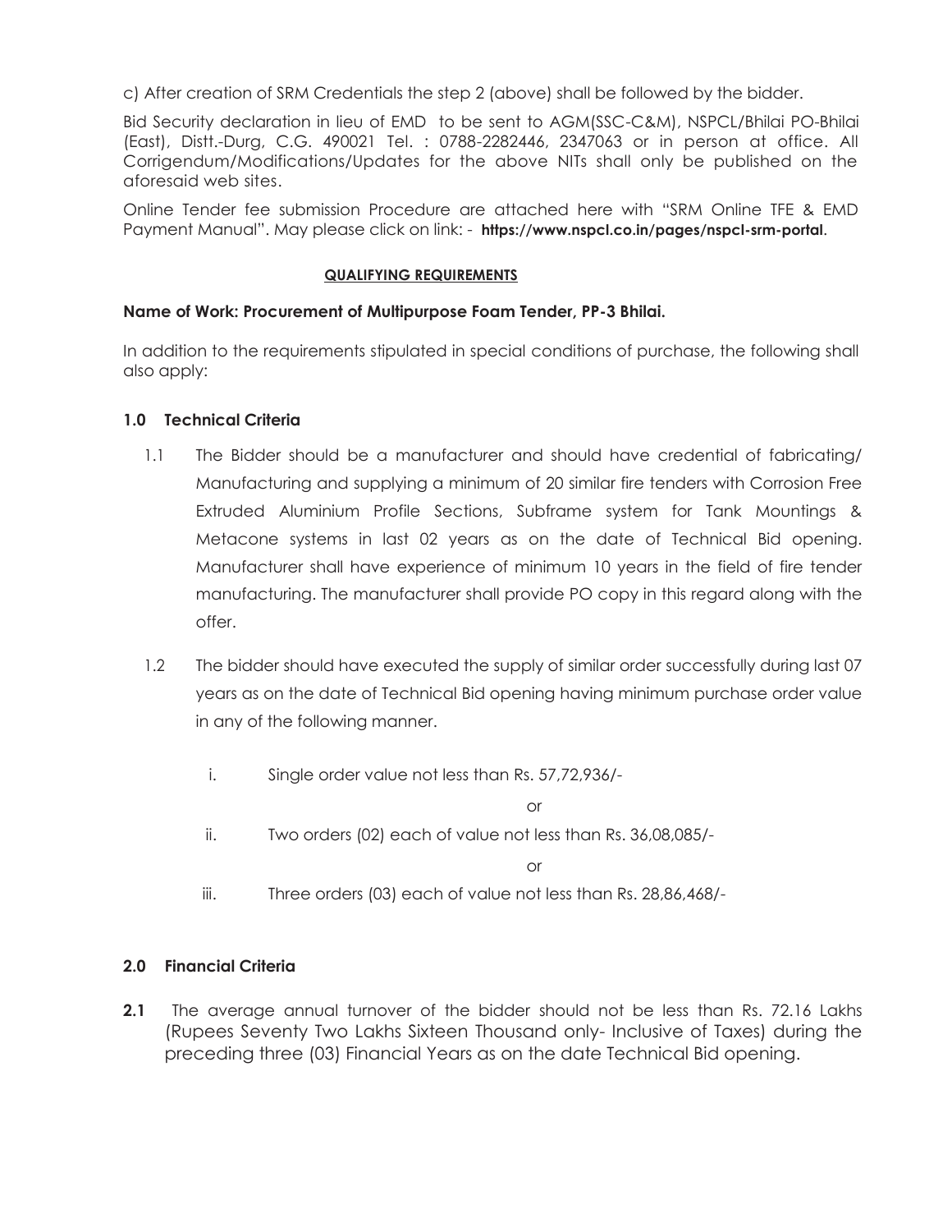c) After creation of SRM Credentials the step 2 (above) shall be followed by the bidder.

Bid Security declaration in lieu of EMD to be sent to AGM(SSC-C&M), NSPCL/Bhilai PO-Bhilai (East), Distt.-Durg, C.G. 490021 Tel. : 0788-2282446, 2347063 or in person at office. All Corrigendum/Modifications/Updates for the above NITs shall only be published on the aforesaid web sites.

Online Tender fee submission Procedure are attached here with "SRM Online TFE & EMD Payment Manual". May please click on link: - **https://www.nspcl.co.in/pages/nspcl-srm-portal**.

## QUALIFYING REQUIREMENTS

**Name of Work: Procurement of Multipurpose Foam Tender, PP-3 Bhilai.**

In addition to the requirements stipulated in special conditions of purchase, the following shall also apply:

### 1.0 Technical Criteria

1.1 The Bidder should be a manufacturer and should have credential of fabricating/ Manufacturing and supplying a minimum of 20 similar fire tenders with Corrosion Free Extruded Aluminium Profile Sections, Subframe system for Tank Mountings & Metacone systems in last 02 years as on the date of Technical Bid opening. Manufacturer shall have experience of minimum 10 years in the field of fire tender manufacturing. The manufacturer shall provide PO copy in this regard along with the offer.

1.2 The bidder should have executed the supply of similar order successfully during last 07 years as on the date of Technical Bid opening having minimum purchase order value in any of the following manner.

i. Single order value not less than Rs. 57,72,936/-

or

ii. Two orders (02) each of value not less than Rs. 36,08,085/-

or

iii. Three orders (03) each of value not less than Rs. 28,86,468/-

### 2.0 Financial Criteria

**2.1** The average annual turnover of the bidder should not be less than Rs. 72.16 Lakhs (Rupees Seventy Two Lakhs Sixteen Thousand only- Inclusive of Taxes) during the preceding three (03) Financial Years as on the date Technical Bid opening.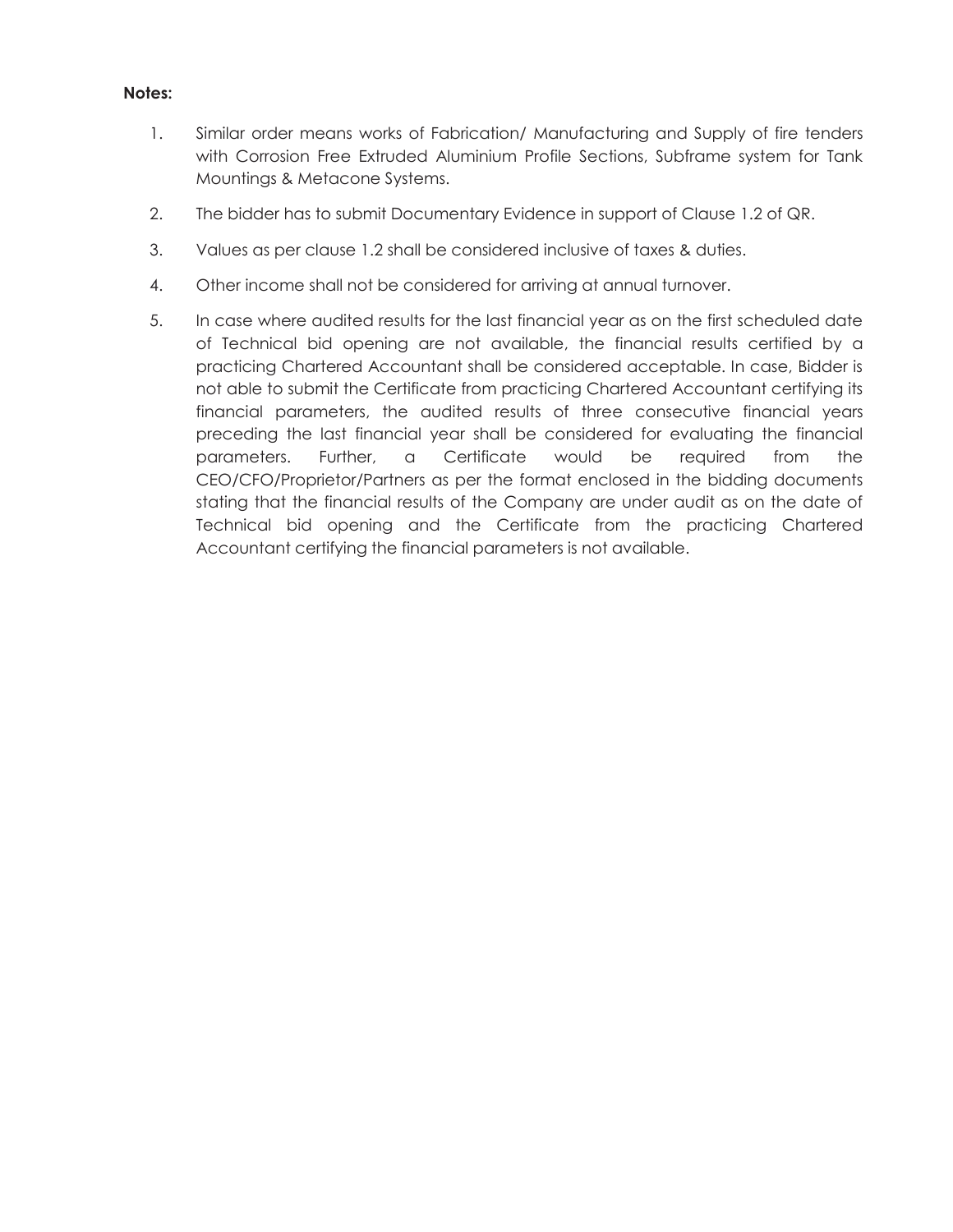**Notes:**

1. Similar order means works of Fabrication/ Manufacturing and Supply of fire tenders with Corrosion Free Extruded Aluminium Profile Sections, Subframe system for Tank Mountings & Metacone Systems.
2. The bidder has to submit Documentary Evidence in support of Clause 1.2 of QR.
3. Values as per clause 1.2 shall be considered inclusive of taxes & duties.
4. Other income shall not be considered for arriving at annual turnover.
5. In case where audited results for the last financial year as on the first scheduled date of Technical bid opening are not available, the financial results certified by a practicing Chartered Accountant shall be considered acceptable. In case, Bidder is not able to submit the Certificate from practicing Chartered Accountant certifying its financial parameters, the audited results of three consecutive financial years preceding the last financial year shall be considered for evaluating the financial parameters. Further, a Certificate would be required from the CEO/CFO/Proprietor/Partners as per the format enclosed in the bidding documents stating that the financial results of the Company are under audit as on the date of Technical bid opening and the Certificate from the practicing Chartered Accountant certifying the financial parameters is not available.